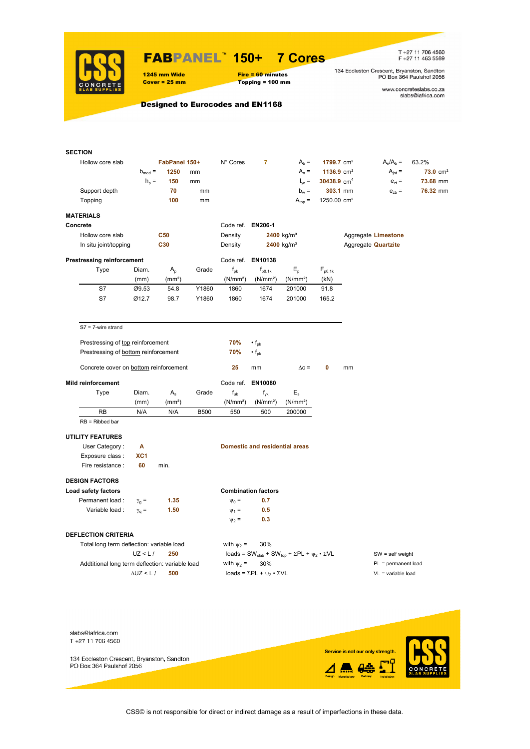# FABPANEL™ 150+ 7 Cores

**1245 mm Wide**
**Cover = 25 mm**

**Fire = 60 minutes**
**Topping = 100 mm**

T +27 11 706 4560
F +27 11 463 5589

134 Eccleston Crescent, Bryanston, Sandton
PO Box 364 Paulshof 2056

www.concreteslabs.co.za
slabs@iafrica.com

**Designed to Eurocodes and EN1168**

## SECTION

| | | | | | | | | |
|---|---|---|---|---|---|---|---|---|
| Hollow core slab | | FabPanel 150+ | N° Cores | 7 | $A_b$ = | 1799.7 cm² | $A_n/A_b$ = | 63.2% |
| | $b_{mod}$ = | 1250 mm | | | $A_n$ = | 1136.9 cm² | $A_{jnt}$ = | 73.0 cm² |
| | $h_p$ = | 150 mm | | | $I_{yc}$ = | 30438.9 cm⁴ | $e_{zt}$ = | 73.68 mm |
| Support depth | | 70 mm | | | $b_w$ = | 303.1 mm | $e_{zb}$ = | 76.32 mm |
| Topping | | 100 mm | | | $A_{top}$ = | 1250.00 cm² | | |

## MATERIALS

**Concrete** — Code ref. **EN206-1**

| | | | | |
|---|---|---|---|---|
| Hollow core slab | C50 | Density | 2400 kg/m³ | Aggregate Limestone |
| In situ joint/topping | C30 | Density | 2400 kg/m³ | Aggregate Quartzite |

**Prestressing reinforcement** — Code ref. **EN10138**

| Type | Diam. (mm) | $A_p$ (mm²) | Grade | $f_{pk}$ (N/mm²) | $f_{p0.1k}$ (N/mm²) | $E_p$ (N/mm²) | $F_{p0.1k}$ (kN) |
|---|---|---|---|---|---|---|---|
| S7 | Ø9.53 | 54.8 | Y1860 | 1860 | 1674 | 201000 | 91.8 |
| S7 | Ø12.7 | 98.7 | Y1860 | 1860 | 1674 | 201000 | 165.2 |

S7 = 7-wire strand

Prestressing of top reinforcement 70% • $f_{pk}$
Prestressing of bottom reinforcement 70% • $f_{pk}$

Concrete cover on bottom reinforcement 25 mm $\Delta c$ = 0 mm

**Mild reinforcement** — Code ref. **EN10080**

| Type | Diam. (mm) | $A_s$ (mm²) | Grade | $f_{uk}$ (N/mm²) | $f_{yk}$ (N/mm²) | $E_s$ (N/mm²) |
|---|---|---|---|---|---|---|
| RB | N/A | N/A | B500 | 550 | 500 | 200000 |

RB = Ribbed bar

## UTILITY FEATURES

User Category : **A** — **Domestic and residential areas**
Exposure class : **XC1**
Fire resistance : **60** min.

## DESIGN FACTORS

**Load safety factors**

Permanent load : $\gamma_g$ = 1.35
Variable load : $\gamma_q$ = 1.50

**Combination factors**

$\psi_0$ = 0.7
$\psi_1$ = 0.5
$\psi_2$ = 0.3

## DEFLECTION CRITERIA

Total long term deflection: variable load — with $\psi_2$ = 30%
UZ < L / **250** — loads = $SW_{slab}$ + $SW_{top}$ + ΣPL + $\psi_2$ • ΣVL

Addtitional long term deflection: variable load — with $\psi_2$ = 30%
ΔUZ < L / **500** — loads = ΣPL + $\psi_2$ • ΣVL

SW = self weight
PL = permanent load
VL = variable load

slabs@iafrica.com
T +27 11 706 4560

134 Eccleston Crescent, Bryanston, Sandton
PO Box 364 Paulshof 2056

Service is not our only strength.

Design Manufacture Delivery Installation

CSS© is not responsible for direct or indirect damage as a result of imperfections in these data.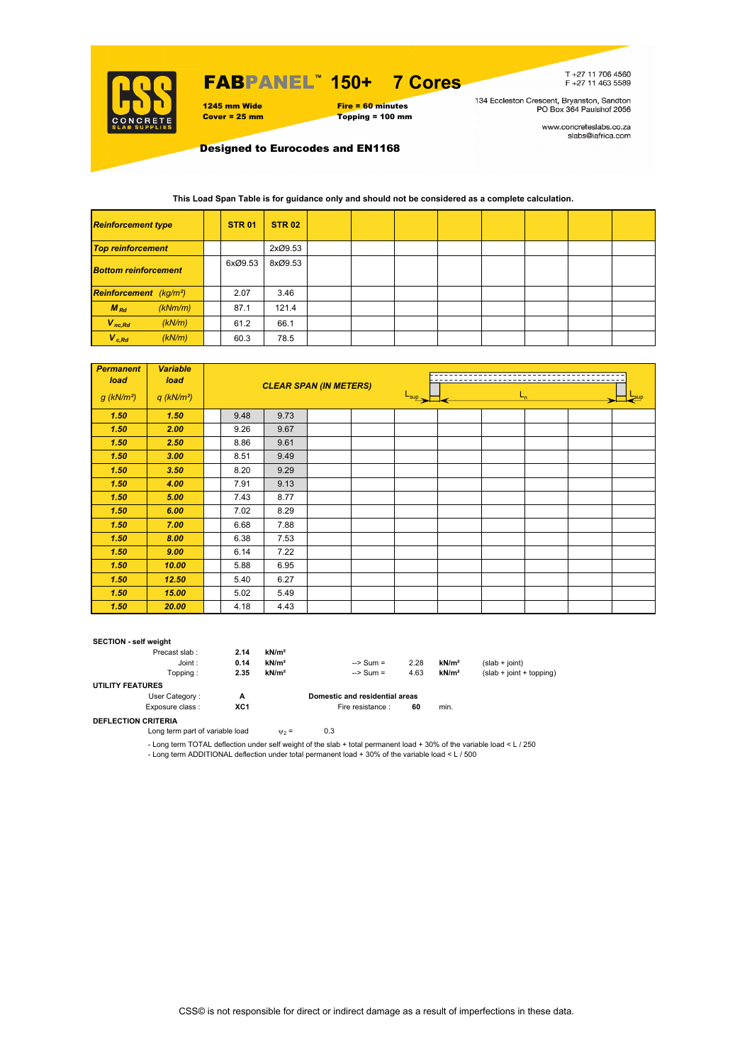# FABPANEL™ 150+ 7 Cores

**1245 mm Wide**
**Cover = 25 mm**

**Fire = 60 minutes**
**Topping = 100 mm**

T +27 11 706 4560
F +27 11 463 5589

134 Eccleston Crescent, Bryanston, Sandton
PO Box 364 Paulshof 2056

www.concreteslabs.co.za
slabs@iafrica.com

**Designed to Eurocodes and EN1168**

**This Load Span Table is for guidance only and should not be considered as a complete calculation.**

| *Reinforcement type* | | STR 01 | STR 02 | | | | | | | |
|---|---|---|---|---|---|---|---|---|---|---|
| *Top reinforcement* | | | 2xØ9.53 | | | | | | | |
| *Bottom reinforcement* | | 6xØ9.53 | 8xØ9.53 | | | | | | | |
| *Reinforcement (kg/m²)* | | 2.07 | 3.46 | | | | | | | |
| $M_{Rd}$ (kNm/m) | | 87.1 | 121.4 | | | | | | | |
| $V_{nc,Rd}$ (kN/m) | | 61.2 | 66.1 | | | | | | | |
| $V_{c,Rd}$ (kN/m) | | 60.3 | 78.5 | | | | | | | |

| *Permanent load* $g$ (kN/m²) | *Variable load* $q$ (kN/m²) | *CLEAR SPAN (IN METERS)* | | | | | | | | | |
|---|---|---|---|---|---|---|---|---|---|---|---|
| **1.50** | **1.50** | | 9.48 | 9.73 | | | | | | | |
| **1.50** | **2.00** | | 9.26 | 9.67 | | | | | | | |
| **1.50** | **2.50** | | 8.86 | 9.61 | | | | | | | |
| **1.50** | **3.00** | | 8.51 | 9.49 | | | | | | | |
| **1.50** | **3.50** | | 8.20 | 9.29 | | | | | | | |
| **1.50** | **4.00** | | 7.91 | 9.13 | | | | | | | |
| **1.50** | **5.00** | | 7.43 | 8.77 | | | | | | | |
| **1.50** | **6.00** | | 7.02 | 8.29 | | | | | | | |
| **1.50** | **7.00** | | 6.68 | 7.88 | | | | | | | |
| **1.50** | **8.00** | | 6.38 | 7.53 | | | | | | | |
| **1.50** | **9.00** | | 6.14 | 7.22 | | | | | | | |
| **1.50** | **10.00** | | 5.88 | 6.95 | | | | | | | |
| **1.50** | **12.50** | | 5.40 | 6.27 | | | | | | | |
| **1.50** | **15.00** | | 5.02 | 5.49 | | | | | | | |
| **1.50** | **20.00** | | 4.18 | 4.43 | | | | | | | |

**SECTION - self weight**

| | | | | | | |
|---|---|---|---|---|---|---|
| Precast slab : | **2.14** | **kN/m²** | | | | |
| Joint : | **0.14** | **kN/m²** | --> Sum = | 2.28 | **kN/m²** | (slab + joint) |
| Topping : | **2.35** | **kN/m²** | --> Sum = | 4.63 | **kN/m²** | (slab + joint + topping) |

**UTILITY FEATURES**

User Category : **A** — **Domestic and residential areas**
Exposure class : **XC1** — Fire resistance : **60** min.

**DEFLECTION CRITERIA**

Long term part of variable load $\psi_2$ = 0.3

- Long term TOTAL deflection under self weight of the slab + total permanent load + 30% of the variable load < L / 250
- Long term ADDITIONAL deflection under total permanent load + 30% of the variable load < L / 500

CSS© is not responsible for direct or indirect damage as a result of imperfections in these data.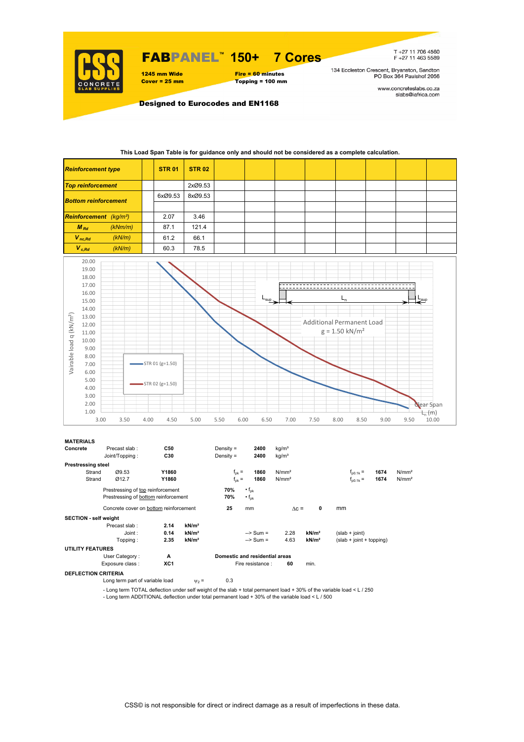# FABPANEL™ 150+ 7 Cores

**1245 mm Wide**
**Cover = 25 mm**

**Fire = 60 minutes**
**Topping = 100 mm**

T +27 11 706 4560
F +27 11 463 5589

134 Eccleston Crescent, Bryanston, Sandton
PO Box 364 Paulshof 2056

www.concreteslabs.co.za
slabs@iafrica.com

**Designed to Eurocodes and EN1168**

**This Load Span Table is for guidance only and should not be considered as a complete calculation.**

| *Reinforcement type* | | STR 01 | STR 02 | | | | | | | | |
|---|---|---|---|---|---|---|---|---|---|---|---|
| *Top reinforcement* | | | 2xØ9.53 | | | | | | | | |
| *Bottom reinforcement* | | 6xØ9.53 | 8xØ9.53 | | | | | | | | |
| *Reinforcement (kg/m²)* | | 2.07 | 3.46 | | | | | | | | |
| $M_{Rd}$ (kNm/m) | | 87.1 | 121.4 | | | | | | | | |
| $V_{nc,Rd}$ (kN/m) | | 61.2 | 66.1 | | | | | | | | |
| $V_{c,Rd}$ (kN/m) | | 60.3 | 78.5 | | | | | | | | |

Variable load q (kN/m²)
20.00
19.00
18.00
17.00
16.00
15.00
14.00
13.00
12.00
11.00
10.00
9.00
8.00
7.00
6.00
5.00
4.00
3.00
2.00
1.00

3.00 3.50 4.00 4.50 5.00 5.50 6.00 6.50 7.00 7.50 8.00 8.50 9.00 9.50 10.00

Clear Span $L_n$ (m)

STR 01 (g=1.50)
STR 02 (g=1.50)

$L_{sup}$ $L_n$ $L_{sup}$

Additional Permanent Load
g = 1.50 kN/m²

**MATERIALS**

**Concrete** Precast slab : **C50** Density = **2400** kg/m³
Joint/Topping : **C30** Density = **2400** kg/m³

**Prestressing steel**
Strand Ø9.53 **Y1860** $f_{pk}$ = **1860** N/mm² $f_{p0.1k}$ = **1674** N/mm²
Strand Ø12.7 **Y1860** $f_{pk}$ = **1860** N/mm² $f_{p0.1k}$ = **1674** N/mm²

Prestressing of top reinforcement **70%** $\cdot f_{pk}$
Prestressing of bottom reinforcement **70%** $\cdot f_{pk}$

Concrete cover on bottom reinforcement **25** mm $\Delta c$ = **0** mm

**SECTION - self weight**
Precast slab : **2.14** **kN/m²**
Joint : **0.14** **kN/m²** --> Sum = 2.28 **kN/m²** (slab + joint)
Topping : **2.35** **kN/m²** --> Sum = 4.63 **kN/m²** (slab + joint + topping)

**UTILITY FEATURES**
User Category : **A** **Domestic and residential areas**
Exposure class : **XC1** Fire resistance : **60** min.

**DEFLECTION CRITERIA**
Long term part of variable load $\psi_2$ = 0.3

- Long term TOTAL deflection under self weight of the slab + total permanent load + 30% of the variable load < L / 250
- Long term ADDITIONAL deflection under total permanent load + 30% of the variable load < L / 500

CSS© is not responsible for direct or indirect damage as a result of imperfections in these data.